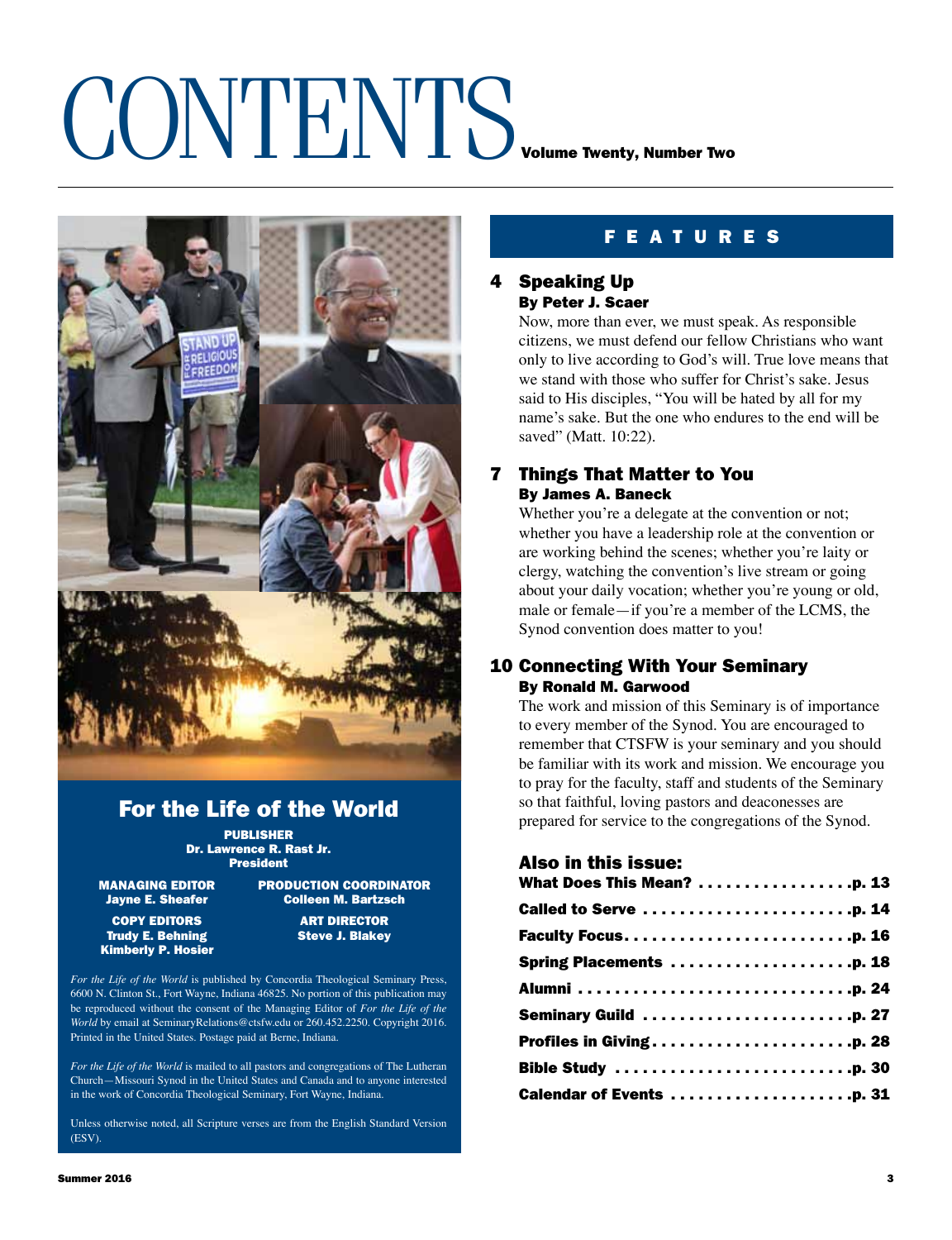# CONTENTS

**Volume Twenty, Number Two**

## FEATURES

### 4 Speaking Up
**By Peter J. Scaer**

Now, more than ever, we must speak. As responsible citizens, we must defend our fellow Christians who want only to live according to God's will. True love means that we stand with those who suffer for Christ's sake. Jesus said to His disciples, "You will be hated by all for my name's sake. But the one who endures to the end will be saved" (Matt. 10:22).

### 7 Things That Matter to You
**By James A. Baneck**

Whether you're a delegate at the convention or not; whether you have a leadership role at the convention or are working behind the scenes; whether you're laity or clergy, watching the convention's live stream or going about your daily vocation; whether you're young or old, male or female—if you're a member of the LCMS, the Synod convention does matter to you!

### 10 Connecting With Your Seminary
**By Ronald M. Garwood**

The work and mission of this Seminary is of importance to every member of the Synod. You are encouraged to remember that CTSFW is your seminary and you should be familiar with its work and mission. We encourage you to pray for the faculty, staff and students of the Seminary so that faithful, loving pastors and deaconesses are prepared for service to the congregations of the Synod.

### Also in this issue:

- **What Does This Mean?** ........ p. 13
- **Called to Serve** ........ p. 14
- **Faculty Focus** ........ p. 16
- **Spring Placements** ........ p. 18
- **Alumni** ........ p. 24
- **Seminary Guild** ........ p. 27
- **Profiles in Giving** ........ p. 28
- **Bible Study** ........ p. 30
- **Calendar of Events** ........ p. 31

## For the Life of the World

**PUBLISHER**
Dr. Lawrence R. Rast Jr.
President

**MANAGING EDITOR**
Jayne E. Sheafer

**PRODUCTION COORDINATOR**
Colleen M. Bartzsch

**COPY EDITORS**
Trudy E. Behning
Kimberly P. Hosier

**ART DIRECTOR**
Steve J. Blakey

*For the Life of the World* is published by Concordia Theological Seminary Press, 6600 N. Clinton St., Fort Wayne, Indiana 46825. No portion of this publication may be reproduced without the consent of the Managing Editor of *For the Life of the World* by email at SeminaryRelations@ctsfw.edu or 260.452.2250. Copyright 2016. Printed in the United States. Postage paid at Berne, Indiana.

*For the Life of the World* is mailed to all pastors and congregations of The Lutheran Church—Missouri Synod in the United States and Canada and to anyone interested in the work of Concordia Theological Seminary, Fort Wayne, Indiana.

Unless otherwise noted, all Scripture verses are from the English Standard Version (ESV).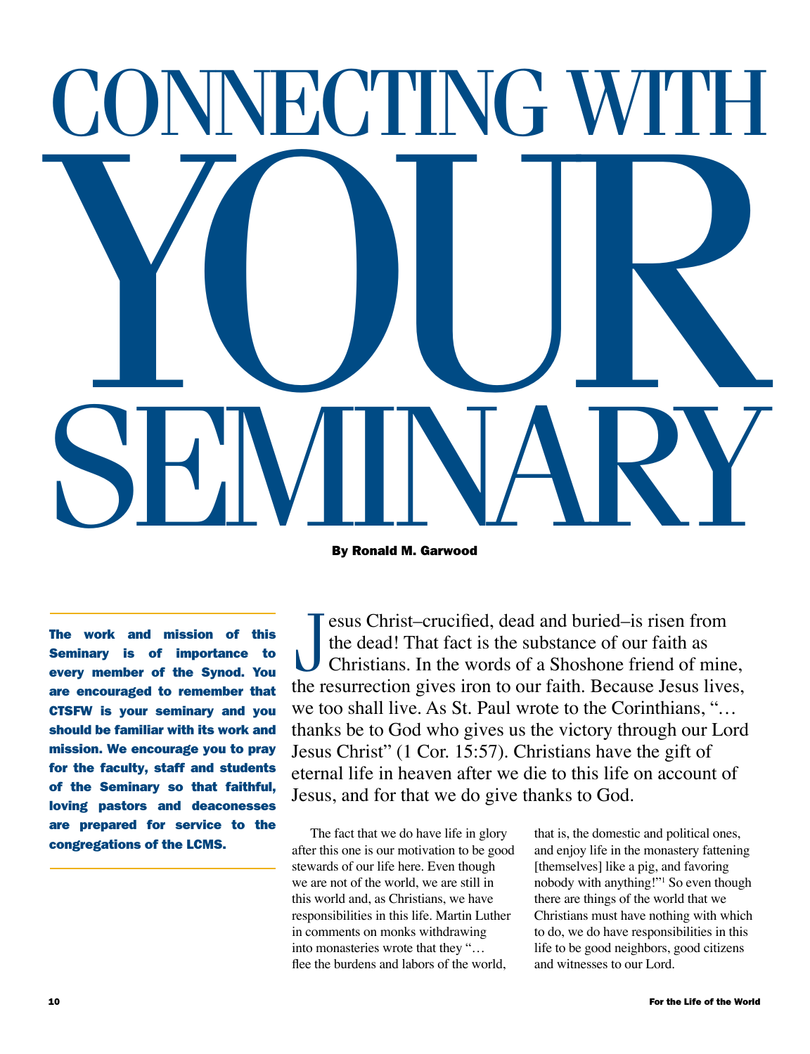# CONNECTING WITH YOUR SEMINARY

**By Ronald M. Garwood**

**The work and mission of this Seminary is of importance to every member of the Synod. You are encouraged to remember that CTSFW is your seminary and you should be familiar with its work and mission. We encourage you to pray for the faculty, staff and students of the Seminary so that faithful, loving pastors and deaconesses are prepared for service to the congregations of the LCMS.**

Jesus Christ–crucified, dead and buried–is risen from the dead! That fact is the substance of our faith as Christians. In the words of a Shoshone friend of mine, the resurrection gives iron to our faith. Because Jesus lives, we too shall live. As St. Paul wrote to the Corinthians, "… thanks be to God who gives us the victory through our Lord Jesus Christ" (1 Cor. 15:57). Christians have the gift of eternal life in heaven after we die to this life on account of Jesus, and for that we do give thanks to God.

The fact that we do have life in glory after this one is our motivation to be good stewards of our life here. Even though we are not of the world, we are still in this world and, as Christians, we have responsibilities in this life. Martin Luther in comments on monks withdrawing into monasteries wrote that they "… flee the burdens and labors of the world, that is, the domestic and political ones, and enjoy life in the monastery fattening [themselves] like a pig, and favoring nobody with anything!"[1] So even though there are things of the world that we Christians must have nothing with which to do, we do have responsibilities in this life to be good neighbors, good citizens and witnesses to our Lord.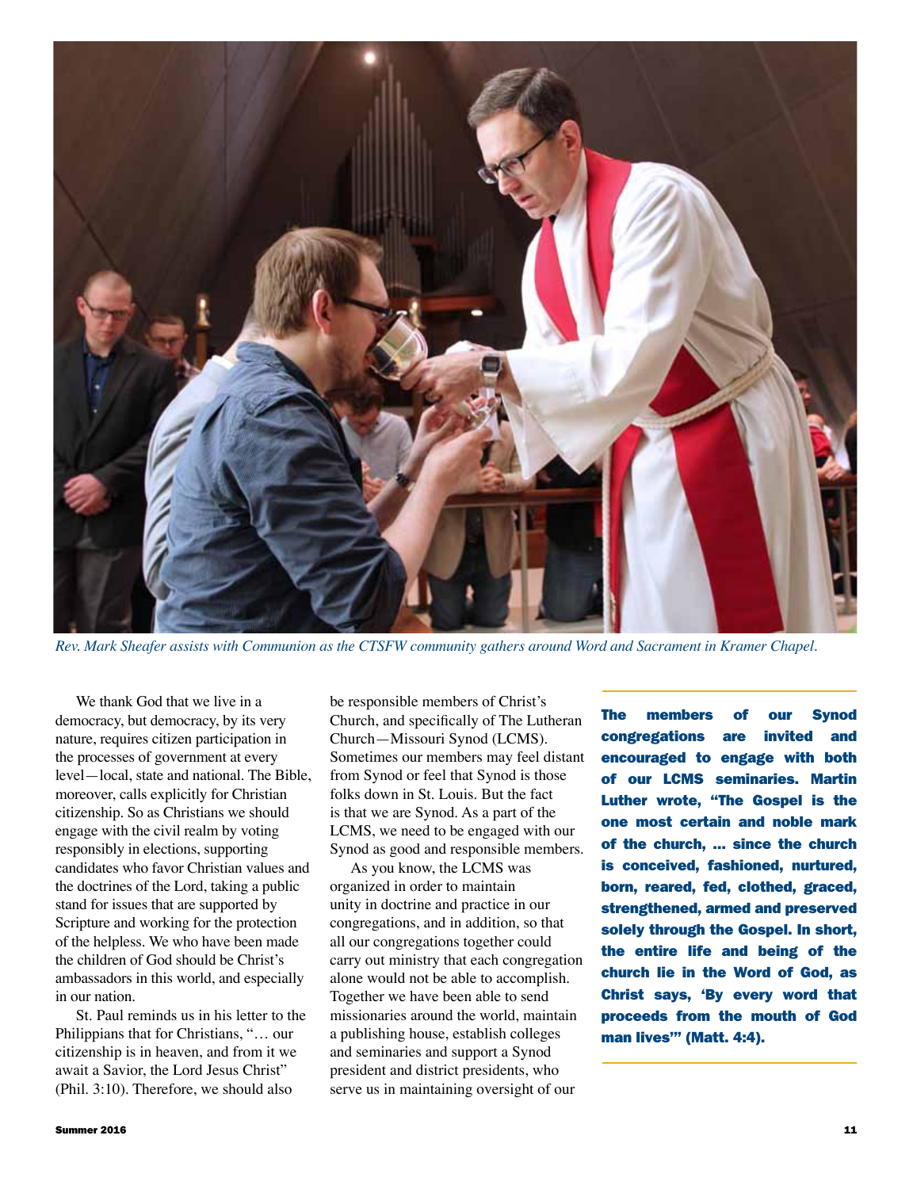*Rev. Mark Sheafer assists with Communion as the CTSFW community gathers around Word and Sacrament in Kramer Chapel.*

We thank God that we live in a democracy, but democracy, by its very nature, requires citizen participation in the processes of government at every level—local, state and national. The Bible, moreover, calls explicitly for Christian citizenship. So as Christians we should engage with the civil realm by voting responsibly in elections, supporting candidates who favor Christian values and the doctrines of the Lord, taking a public stand for issues that are supported by Scripture and working for the protection of the helpless. We who have been made the children of God should be Christ's ambassadors in this world, and especially in our nation.

St. Paul reminds us in his letter to the Philippians that for Christians, "… our citizenship is in heaven, and from it we await a Savior, the Lord Jesus Christ" (Phil. 3:10). Therefore, we should also be responsible members of Christ's Church, and specifically of The Lutheran Church—Missouri Synod (LCMS). Sometimes our members may feel distant from Synod or feel that Synod is those folks down in St. Louis. But the fact is that we are Synod. As a part of the LCMS, we need to be engaged with our Synod as good and responsible members.

As you know, the LCMS was organized in order to maintain unity in doctrine and practice in our congregations, and in addition, so that all our congregations together could carry out ministry that each congregation alone would not be able to accomplish. Together we have been able to send missionaries around the world, maintain a publishing house, establish colleges and seminaries and support a Synod president and district presidents, who serve us in maintaining oversight of our

**The members of our Synod congregations are invited and encouraged to engage with both of our LCMS seminaries. Martin Luther wrote, "The Gospel is the one most certain and noble mark of the church, … since the church is conceived, fashioned, nurtured, born, reared, fed, clothed, graced, strengthened, armed and preserved solely through the Gospel. In short, the entire life and being of the church lie in the Word of God, as Christ says, 'By every word that proceeds from the mouth of God man lives'" (Matt. 4:4).**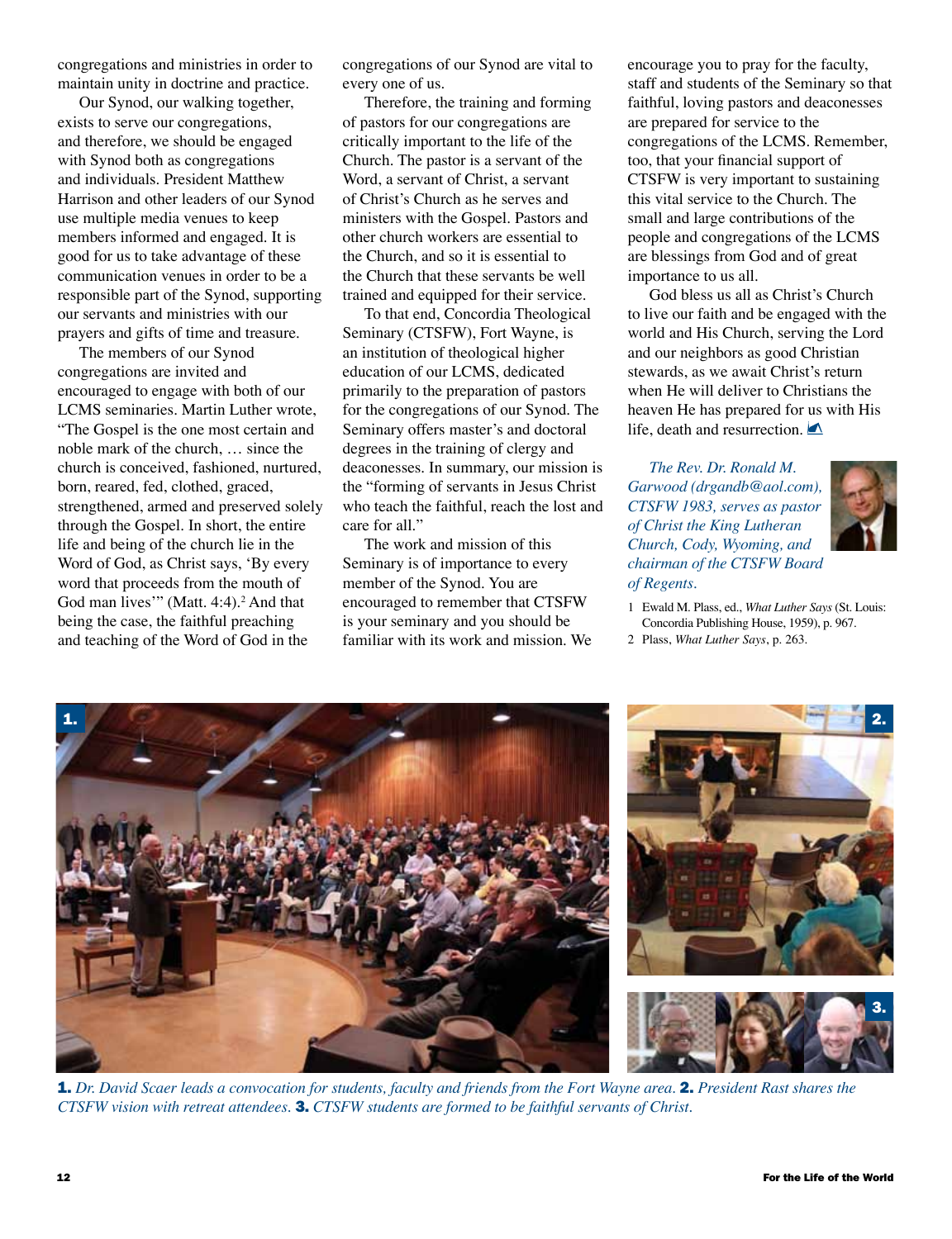congregations and ministries in order to maintain unity in doctrine and practice.

Our Synod, our walking together, exists to serve our congregations, and therefore, we should be engaged with Synod both as congregations and individuals. President Matthew Harrison and other leaders of our Synod use multiple media venues to keep members informed and engaged. It is good for us to take advantage of these communication venues in order to be a responsible part of the Synod, supporting our servants and ministries with our prayers and gifts of time and treasure.

The members of our Synod congregations are invited and encouraged to engage with both of our LCMS seminaries. Martin Luther wrote, "The Gospel is the one most certain and noble mark of the church, … since the church is conceived, fashioned, nurtured, born, reared, fed, clothed, graced, strengthened, armed and preserved solely through the Gospel. In short, the entire life and being of the church lie in the Word of God, as Christ says, 'By every word that proceeds from the mouth of God man lives'" (Matt. 4:4).[2] And that being the case, the faithful preaching and teaching of the Word of God in the congregations of our Synod are vital to every one of us.

Therefore, the training and forming of pastors for our congregations are critically important to the life of the Church. The pastor is a servant of the Word, a servant of Christ, a servant of Christ's Church as he serves and ministers with the Gospel. Pastors and other church workers are essential to the Church, and so it is essential to the Church that these servants be well trained and equipped for their service.

To that end, Concordia Theological Seminary (CTSFW), Fort Wayne, is an institution of theological higher education of our LCMS, dedicated primarily to the preparation of pastors for the congregations of our Synod. The Seminary offers master's and doctoral degrees in the training of clergy and deaconesses. In summary, our mission is the "forming of servants in Jesus Christ who teach the faithful, reach the lost and care for all."

The work and mission of this Seminary is of importance to every member of the Synod. You are encouraged to remember that CTSFW is your seminary and you should be familiar with its work and mission. We encourage you to pray for the faculty, staff and students of the Seminary so that faithful, loving pastors and deaconesses are prepared for service to the congregations of the LCMS. Remember, too, that your financial support of CTSFW is very important to sustaining this vital service to the Church. The small and large contributions of the people and congregations of the LCMS are blessings from God and of great importance to us all.

God bless us all as Christ's Church to live our faith and be engaged with the world and His Church, serving the Lord and our neighbors as good Christian stewards, as we await Christ's return when He will deliver to Christians the heaven He has prepared for us with His life, death and resurrection.

*The Rev. Dr. Ronald M. Garwood (drgandb@aol.com), CTSFW 1983, serves as pastor of Christ the King Lutheran Church, Cody, Wyoming, and chairman of the CTSFW Board of Regents.*

1 Ewald M. Plass, ed., *What Luther Says* (St. Louis: Concordia Publishing House, 1959), p. 967.

2 Plass, *What Luther Says*, p. 263.

**1.** *Dr. David Scaer leads a convocation for students, faculty and friends from the Fort Wayne area.* **2.** *President Rast shares the CTSFW vision with retreat attendees.* **3.** *CTSFW students are formed to be faithful servants of Christ.*